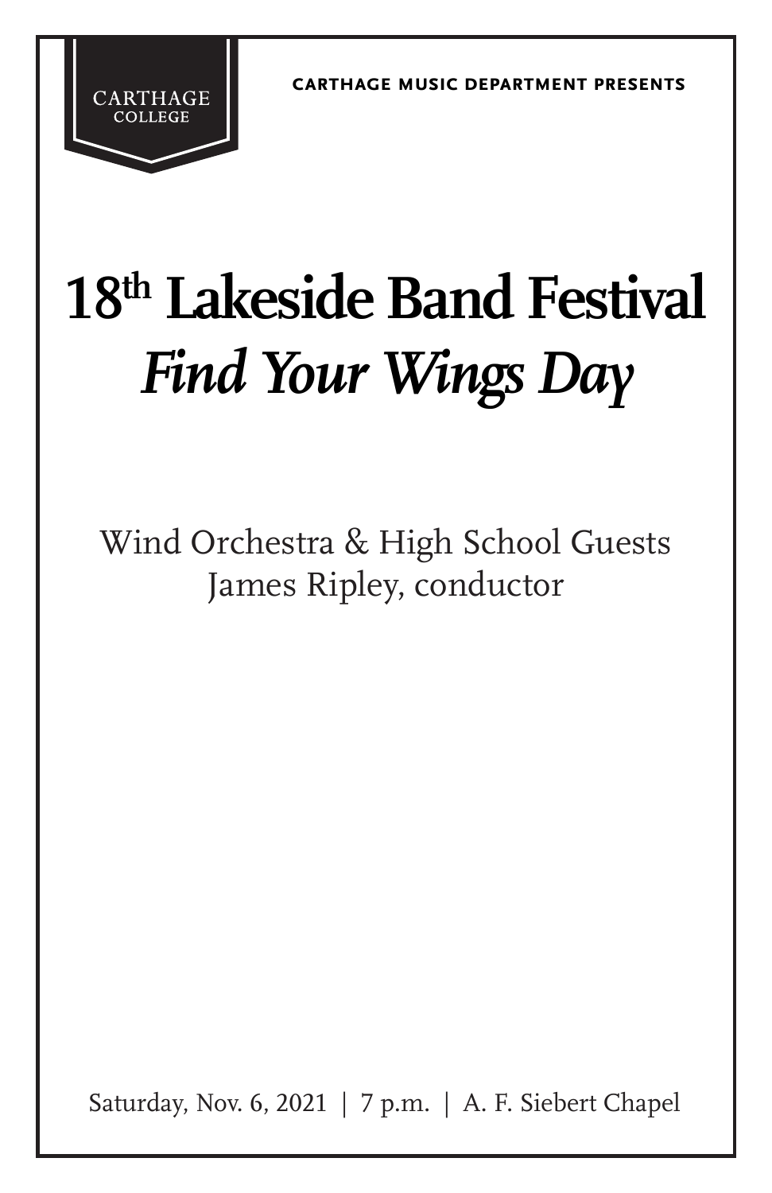CARTHAGE COLLEGE

CARTHAGE MUSIC DEPARTMENT PRESENTS

# 18th Lakeside Band Festival
# *Find Your Wings Day*

Wind Orchestra & High School Guests
James Ripley, conductor

Saturday, Nov. 6, 2021 | 7 p.m. | A. F. Siebert Chapel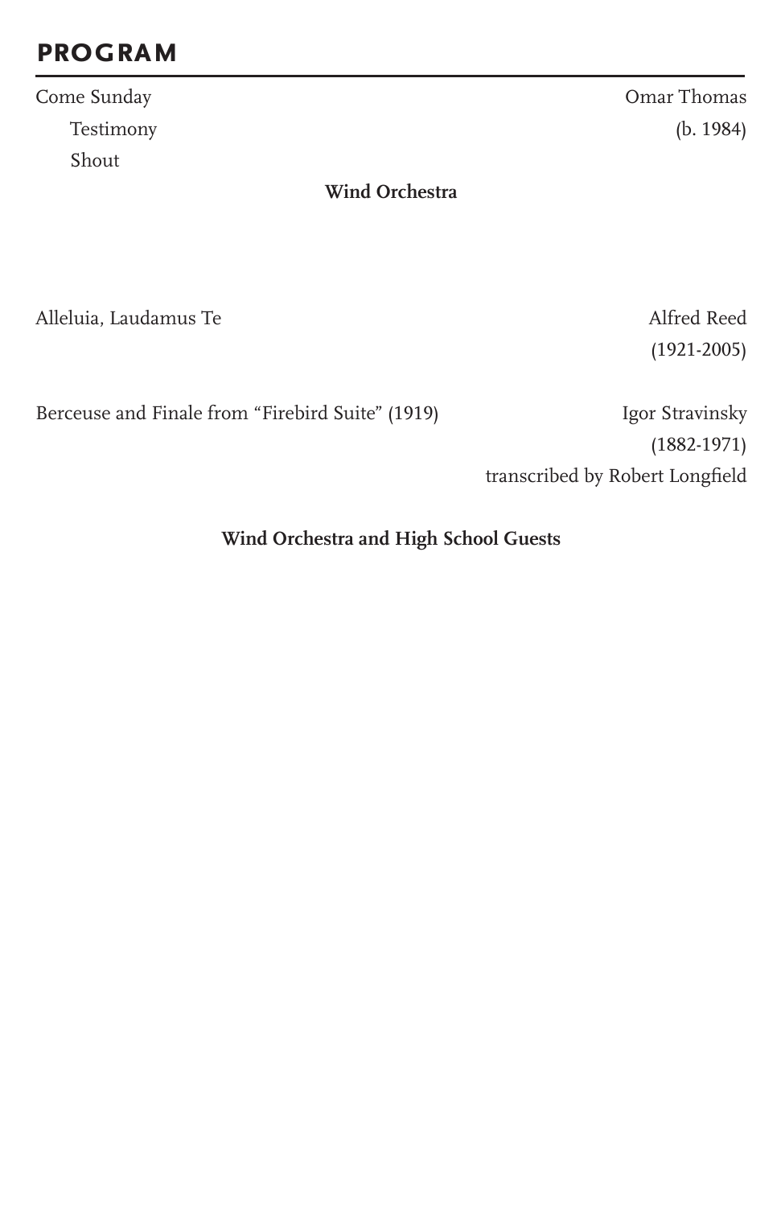## PROGRAM

Come Sunday — Omar Thomas (b. 1984)

- Testimony
- Shout

**Wind Orchestra**

Alleluia, Laudamus Te — Alfred Reed (1921-2005)

Berceuse and Finale from "Firebird Suite" (1919) — Igor Stravinsky (1882-1971)
transcribed by Robert Longfield

**Wind Orchestra and High School Guests**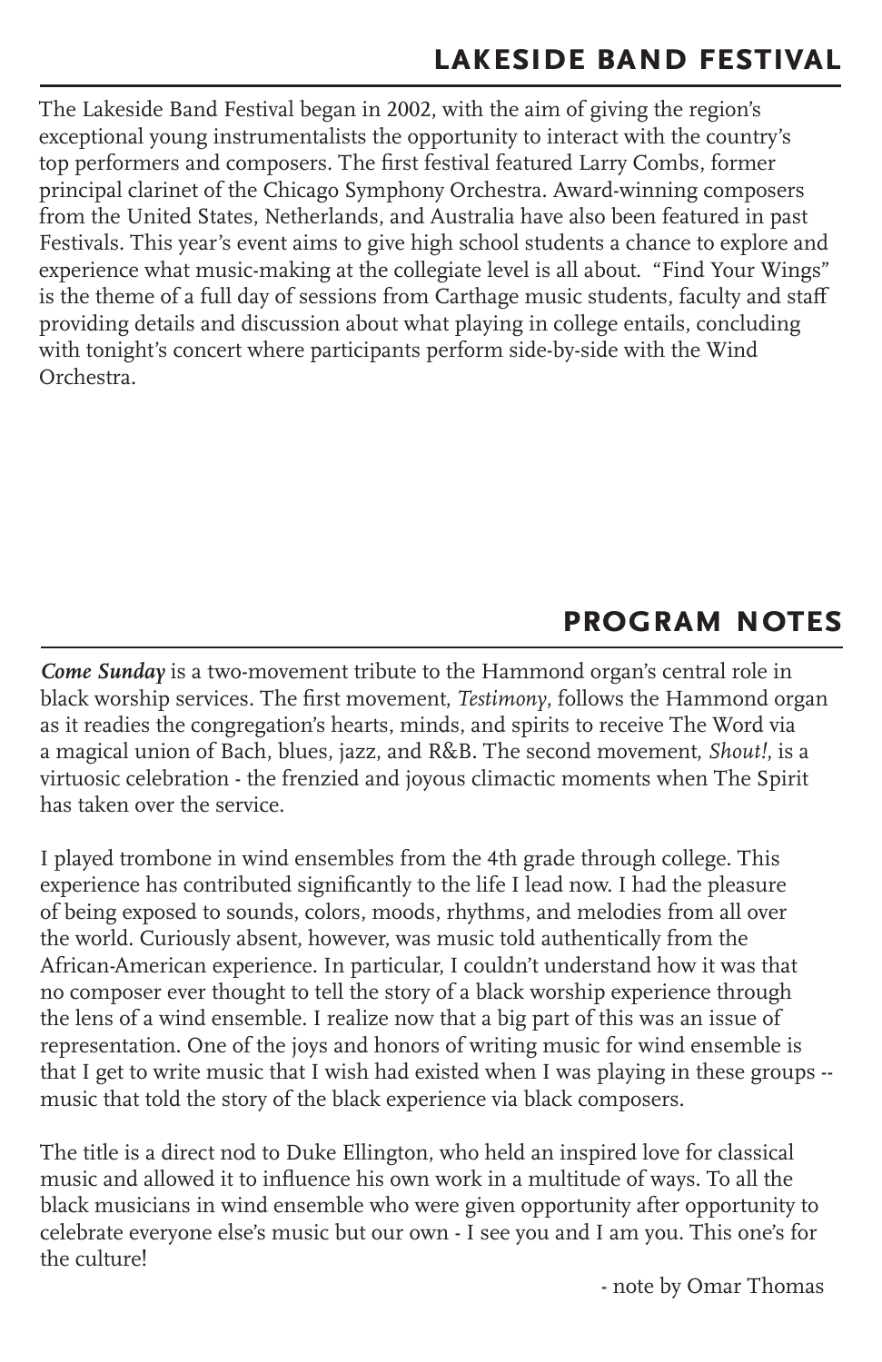## LAKESIDE BAND FESTIVAL

The Lakeside Band Festival began in 2002, with the aim of giving the region's exceptional young instrumentalists the opportunity to interact with the country's top performers and composers. The first festival featured Larry Combs, former principal clarinet of the Chicago Symphony Orchestra. Award-winning composers from the United States, Netherlands, and Australia have also been featured in past Festivals. This year's event aims to give high school students a chance to explore and experience what music-making at the collegiate level is all about. "Find Your Wings" is the theme of a full day of sessions from Carthage music students, faculty and staff providing details and discussion about what playing in college entails, concluding with tonight's concert where participants perform side-by-side with the Wind Orchestra.

## PROGRAM NOTES

***Come Sunday*** is a two-movement tribute to the Hammond organ's central role in black worship services. The first movement, *Testimony*, follows the Hammond organ as it readies the congregation's hearts, minds, and spirits to receive The Word via a magical union of Bach, blues, jazz, and R&B. The second movement, *Shout!*, is a virtuosic celebration - the frenzied and joyous climactic moments when The Spirit has taken over the service.

I played trombone in wind ensembles from the 4th grade through college. This experience has contributed significantly to the life I lead now. I had the pleasure of being exposed to sounds, colors, moods, rhythms, and melodies from all over the world. Curiously absent, however, was music told authentically from the African-American experience. In particular, I couldn't understand how it was that no composer ever thought to tell the story of a black worship experience through the lens of a wind ensemble. I realize now that a big part of this was an issue of representation. One of the joys and honors of writing music for wind ensemble is that I get to write music that I wish had existed when I was playing in these groups -- music that told the story of the black experience via black composers.

The title is a direct nod to Duke Ellington, who held an inspired love for classical music and allowed it to influence his own work in a multitude of ways. To all the black musicians in wind ensemble who were given opportunity after opportunity to celebrate everyone else's music but our own - I see you and I am you. This one's for the culture!

- note by Omar Thomas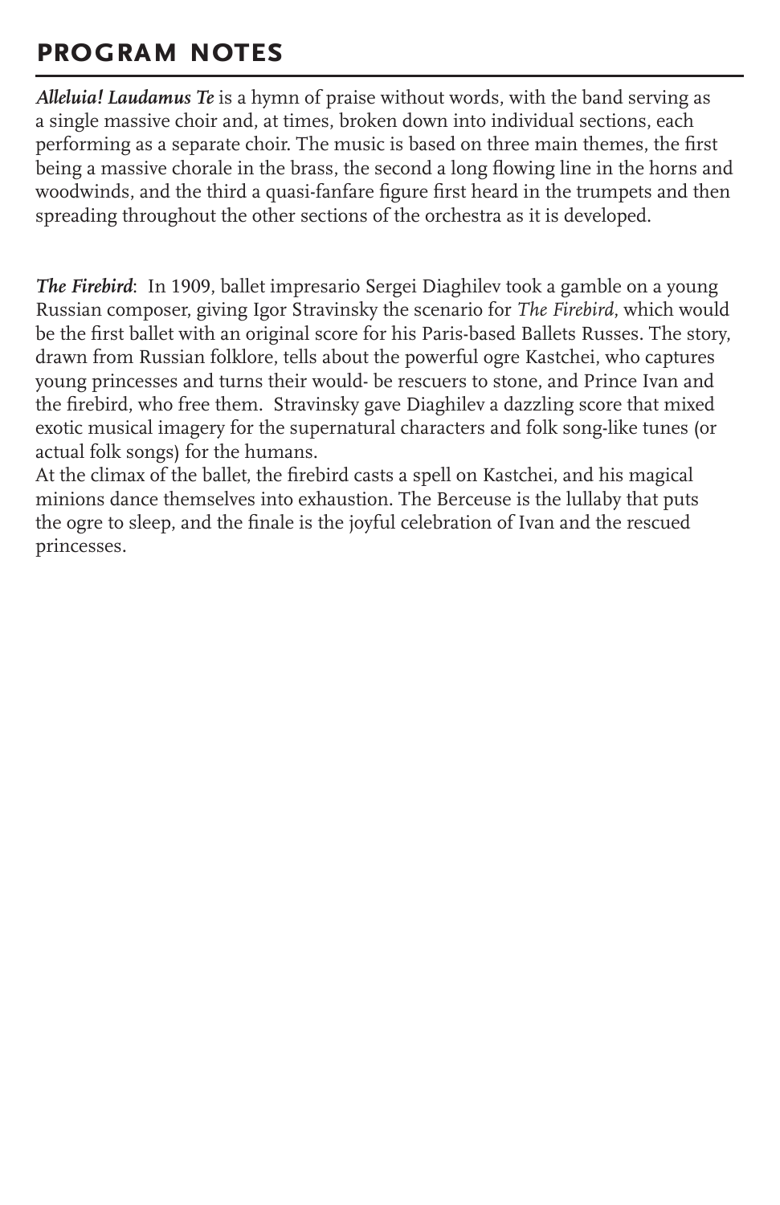## PROGRAM NOTES

***Alleluia! Laudamus Te*** is a hymn of praise without words, with the band serving as a single massive choir and, at times, broken down into individual sections, each performing as a separate choir. The music is based on three main themes, the first being a massive chorale in the brass, the second a long flowing line in the horns and woodwinds, and the third a quasi-fanfare figure first heard in the trumpets and then spreading throughout the other sections of the orchestra as it is developed.

***The Firebird***: In 1909, ballet impresario Sergei Diaghilev took a gamble on a young Russian composer, giving Igor Stravinsky the scenario for *The Firebird*, which would be the first ballet with an original score for his Paris-based Ballets Russes. The story, drawn from Russian folklore, tells about the powerful ogre Kastchei, who captures young princesses and turns their would- be rescuers to stone, and Prince Ivan and the firebird, who free them. Stravinsky gave Diaghilev a dazzling score that mixed exotic musical imagery for the supernatural characters and folk song-like tunes (or actual folk songs) for the humans.

At the climax of the ballet, the firebird casts a spell on Kastchei, and his magical minions dance themselves into exhaustion. The Berceuse is the lullaby that puts the ogre to sleep, and the finale is the joyful celebration of Ivan and the rescued princesses.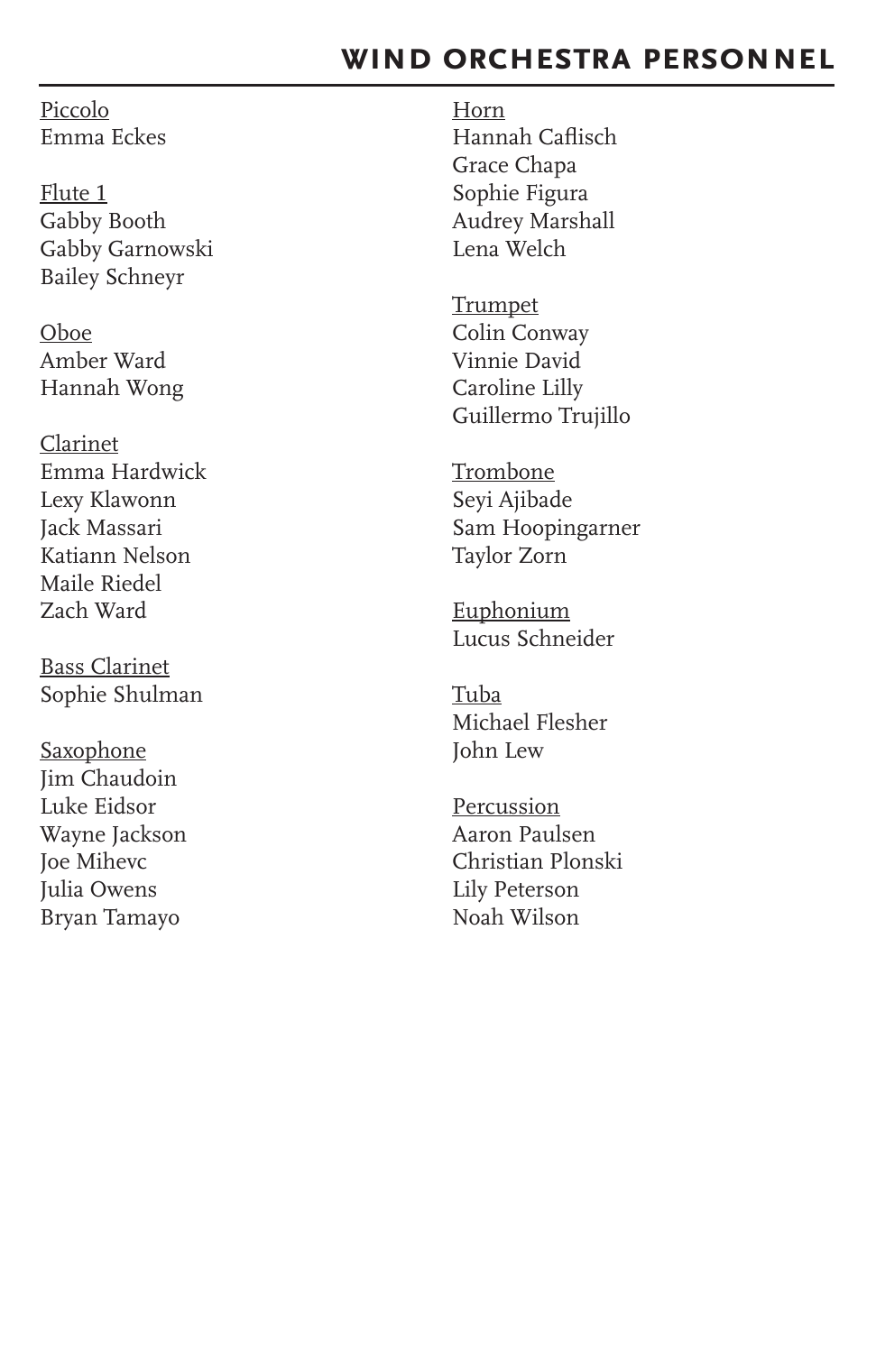## WIND ORCHESTRA PERSONNEL

Piccolo
Emma Eckes

Flute 1
Gabby Booth
Gabby Garnowski
Bailey Schneyr

Oboe
Amber Ward
Hannah Wong

Clarinet
Emma Hardwick
Lexy Klawonn
Jack Massari
Katiann Nelson
Maile Riedel
Zach Ward

Bass Clarinet
Sophie Shulman

Saxophone
Jim Chaudoin
Luke Eidsor
Wayne Jackson
Joe Mihevc
Julia Owens
Bryan Tamayo

Horn
Hannah Caflisch
Grace Chapa
Sophie Figura
Audrey Marshall
Lena Welch

Trumpet
Colin Conway
Vinnie David
Caroline Lilly
Guillermo Trujillo

Trombone
Seyi Ajibade
Sam Hoopingarner
Taylor Zorn

Euphonium
Lucus Schneider

Tuba
Michael Flesher
John Lew

Percussion
Aaron Paulsen
Christian Plonski
Lily Peterson
Noah Wilson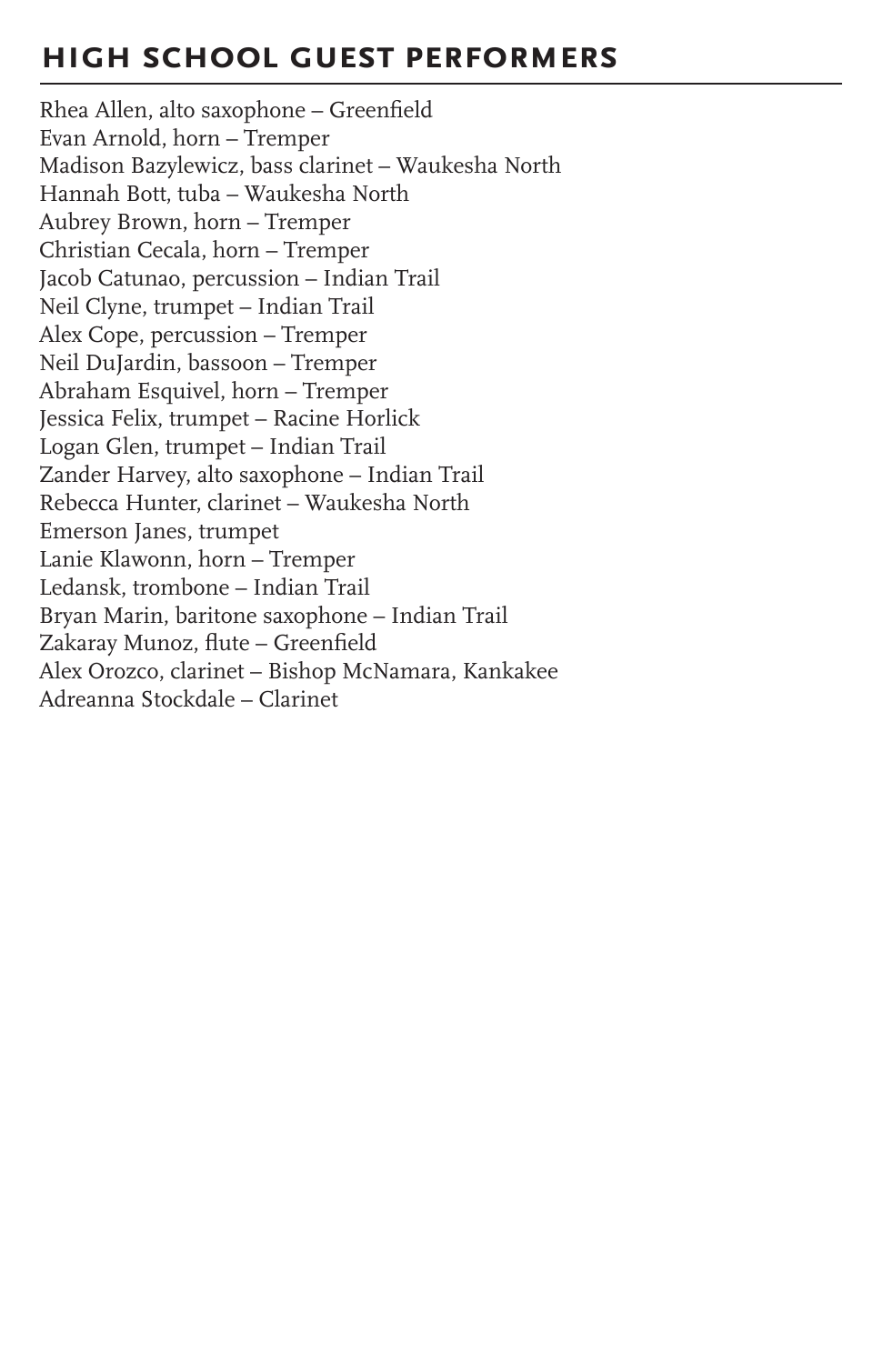## HIGH SCHOOL GUEST PERFORMERS

Rhea Allen, alto saxophone – Greenfield
Evan Arnold, horn – Tremper
Madison Bazylewicz, bass clarinet – Waukesha North
Hannah Bott, tuba – Waukesha North
Aubrey Brown, horn – Tremper
Christian Cecala, horn – Tremper
Jacob Catunao, percussion – Indian Trail
Neil Clyne, trumpet – Indian Trail
Alex Cope, percussion – Tremper
Neil DuJardin, bassoon – Tremper
Abraham Esquivel, horn – Tremper
Jessica Felix, trumpet – Racine Horlick
Logan Glen, trumpet – Indian Trail
Zander Harvey, alto saxophone – Indian Trail
Rebecca Hunter, clarinet – Waukesha North
Emerson Janes, trumpet
Lanie Klawonn, horn – Tremper
Ledansk, trombone – Indian Trail
Bryan Marin, baritone saxophone – Indian Trail
Zakaray Munoz, flute – Greenfield
Alex Orozco, clarinet – Bishop McNamara, Kankakee
Adreanna Stockdale – Clarinet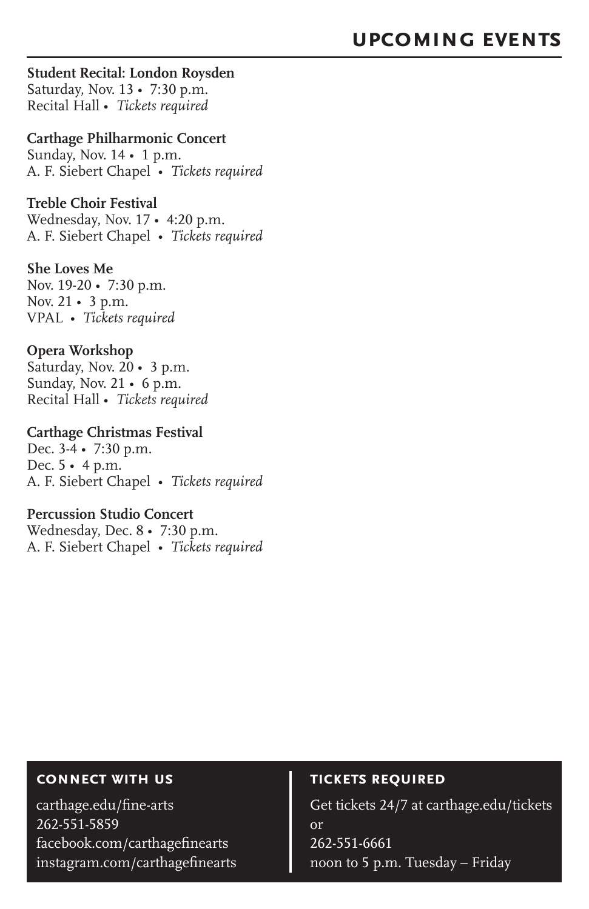# UPCOMING EVENTS

**Student Recital: London Roysden**
Saturday, Nov. 13 • 7:30 p.m.
Recital Hall • *Tickets required*

**Carthage Philharmonic Concert**
Sunday, Nov. 14 • 1 p.m.
A. F. Siebert Chapel • *Tickets required*

**Treble Choir Festival**
Wednesday, Nov. 17 • 4:20 p.m.
A. F. Siebert Chapel • *Tickets required*

**She Loves Me**
Nov. 19-20 • 7:30 p.m.
Nov. 21 • 3 p.m.
VPAL • *Tickets required*

**Opera Workshop**
Saturday, Nov. 20 • 3 p.m.
Sunday, Nov. 21 • 6 p.m.
Recital Hall • *Tickets required*

**Carthage Christmas Festival**
Dec. 3-4 • 7:30 p.m.
Dec. 5 • 4 p.m.
A. F. Siebert Chapel • *Tickets required*

**Percussion Studio Concert**
Wednesday, Dec. 8 • 7:30 p.m.
A. F. Siebert Chapel • *Tickets required*

## CONNECT WITH US

carthage.edu/fine-arts
262-551-5859
facebook.com/carthagefinearts
instagram.com/carthagefinearts

## TICKETS REQUIRED

Get tickets 24/7 at carthage.edu/tickets
or
262-551-6661
noon to 5 p.m. Tuesday – Friday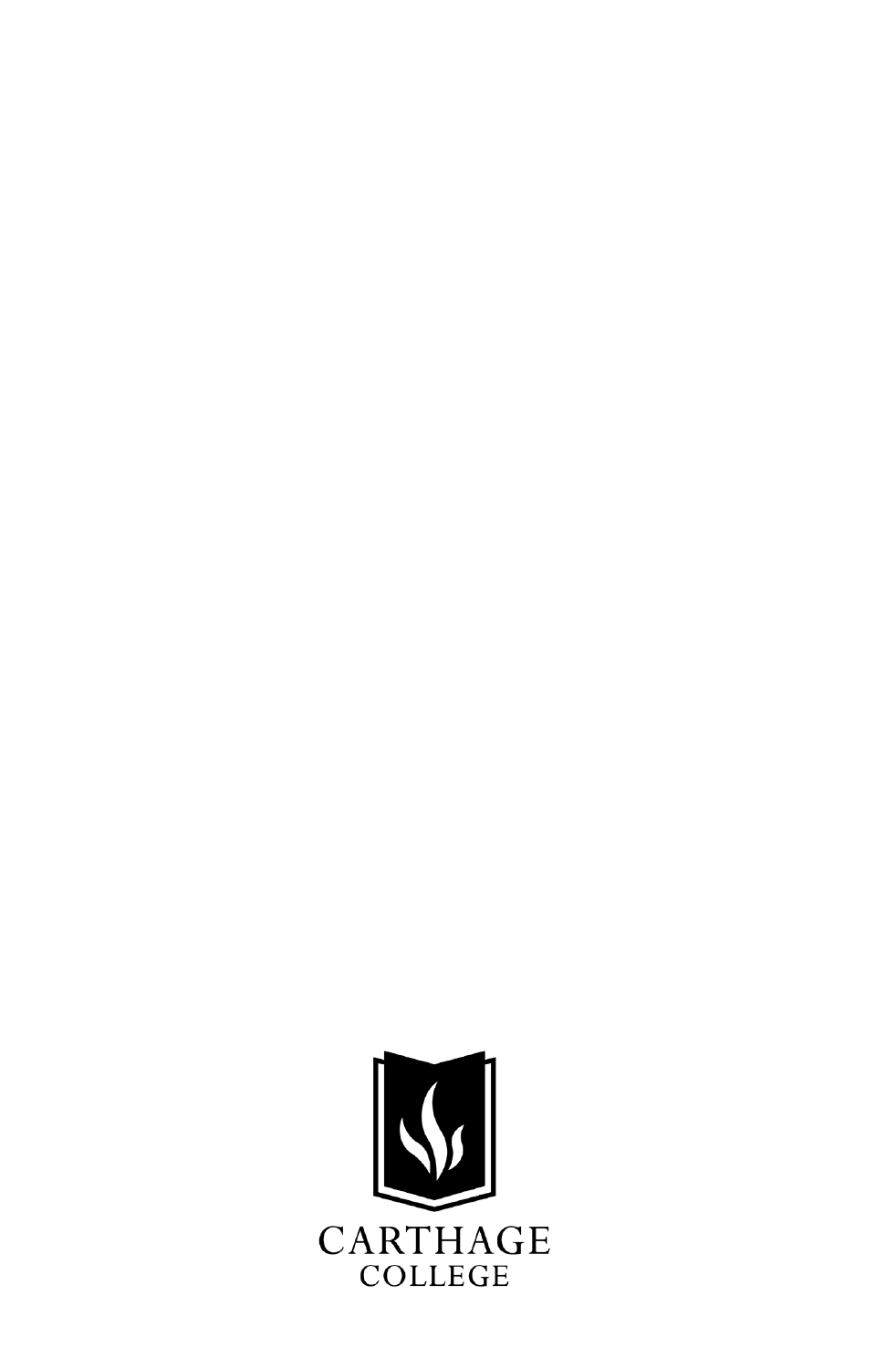CARTHAGE
COLLEGE